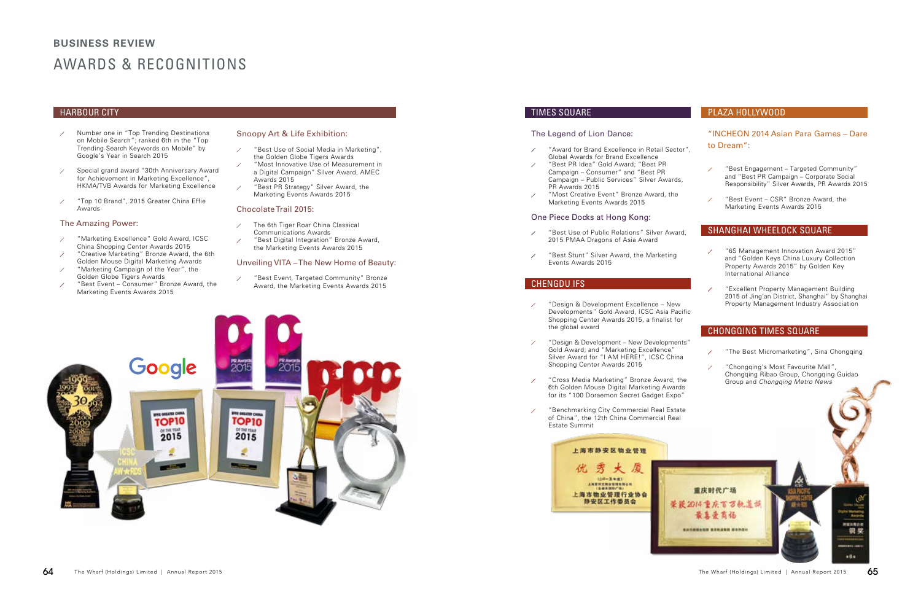## BUSINESS REVIEW

# AWARDS & RECOGNITIONS

## HARBOUR CITY

- Number one in "Top Trending Destinations on Mobile Search"; ranked 6th in the "Top Trending Search Keywords on Mobile" by Google's Year in Search 2015
- Special grand award "30th Anniversary Award for Achievement in Marketing Excellence", HKMA/TVB Awards for Marketing Excellence
- "Top 10 Brand", 2015 Greater China Effie Awards

### The Amazing Power:

- "Marketing Excellence" Gold Award, ICSC China Shopping Center Awards 2015
- "Creative Marketing" Bronze Award, the 6th Golden Mouse Digital Marketing Awards
- "Marketing Campaign of the Year", the Golden Globe Tigers Awards
- "Best Event – Consumer" Bronze Award, the Marketing Events Awards 2015

### Snoopy Art & Life Exhibition:

- "Best Use of Social Media in Marketing", the Golden Globe Tigers Awards
- "Most Innovative Use of Measurement in a Digital Campaign" Silver Award, AMEC Awards 2015
- "Best PR Strategy" Silver Award, the Marketing Events Awards 2015

### Chocolate Trail 2015:

- The 6th Tiger Roar China Classical Communications Awards
- "Best Digital Integration" Bronze Award, the Marketing Events Awards 2015

### Unveiling VITA – The New Home of Beauty:

- "Best Event, Targeted Community" Bronze Award, the Marketing Events Awards 2015

## TIMES SQUARE

### The Legend of Lion Dance:

- "Award for Brand Excellence in Retail Sector", Global Awards for Brand Excellence
- "Best PR Idea" Gold Award; "Best PR Campaign – Consumer" and "Best PR Campaign – Public Services" Silver Awards, PR Awards 2015
- "Most Creative Event" Bronze Award, the Marketing Events Awards 2015

### One Piece Docks at Hong Kong:

- "Best Use of Public Relations" Silver Award, 2015 PMAA Dragons of Asia Award
- "Best Stunt" Silver Award, the Marketing Events Awards 2015

## CHENGDU IFS

- "Design & Development Excellence – New Developments" Gold Award, ICSC Asia Pacific Shopping Center Awards 2015, a finalist for the global award
- "Design & Development – New Developments" Gold Award; and "Marketing Excellence" Silver Award for "I AM HERE!", ICSC China Shopping Center Awards 2015
- "Cross Media Marketing" Bronze Award, the 6th Golden Mouse Digital Marketing Awards for its "100 Doraemon Secret Gadget Expo"
- "Benchmarking City Commercial Real Estate of China", the 12th China Commercial Real Estate Summit

## PLAZA HOLLYWOOD

### "INCHEON 2014 Asian Para Games – Dare to Dream":

- "Best Engagement – Targeted Community" and "Best PR Campaign – Corporate Social Responsibility" Silver Awards, PR Awards 2015
- "Best Event – CSR" Bronze Award, the Marketing Events Awards 2015

## SHANGHAI WHEELOCK SQUARE

- "6S Management Innovation Award 2015" and "Golden Keys China Luxury Collection Property Awards 2015" by Golden Key International Alliance
- "Excellent Property Management Building 2015 of Jing'an District, Shanghai" by Shanghai Property Management Industry Association

## CHONGQING TIMES SQUARE

- "The Best Micromarketing", Sina Chongqing
- "Chongqing's Most Favourite Mall", Chongqing Ribao Group, Chongqing Guidao Group and *Chongqing Metro News*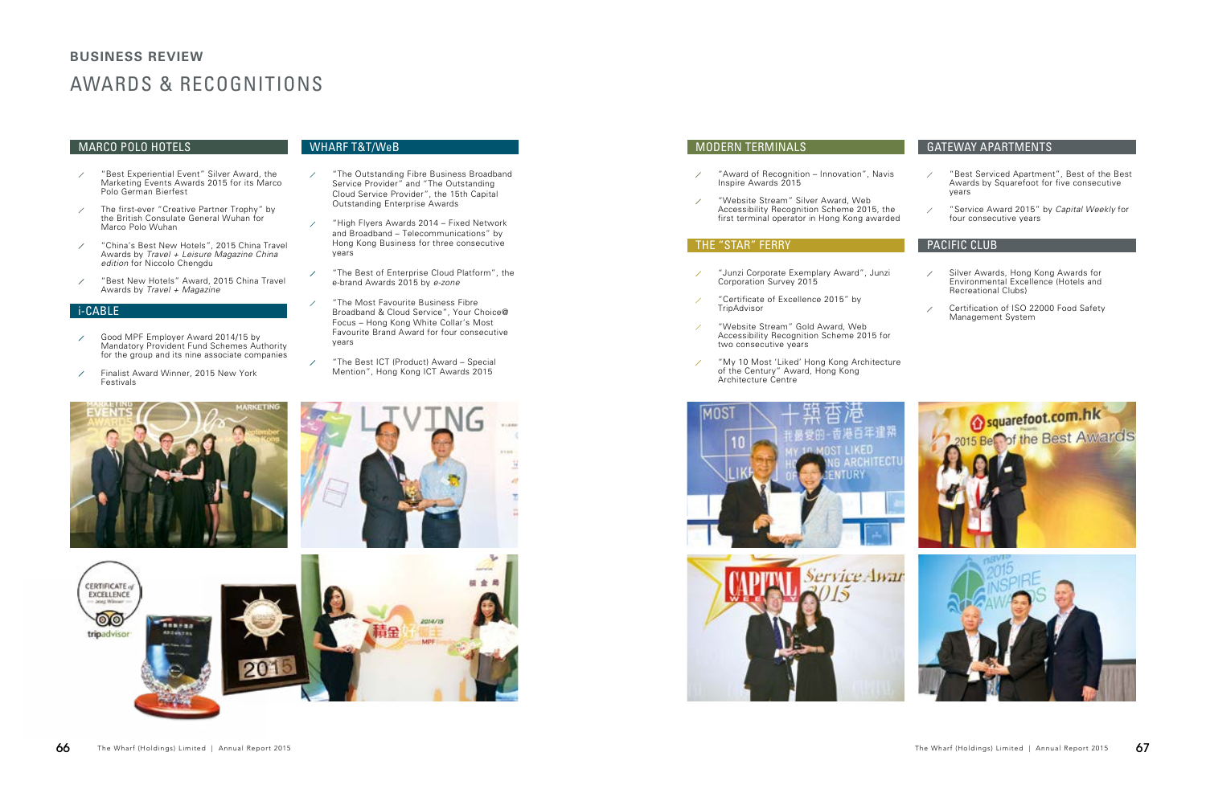## BUSINESS REVIEW

# AWARDS & RECOGNITIONS

### MARCO POLO HOTELS

- "Best Experiential Event" Silver Award, the Marketing Events Awards 2015 for its Marco Polo German Bierfest
- The first-ever "Creative Partner Trophy" by the British Consulate General Wuhan for Marco Polo Wuhan
- "China's Best New Hotels", 2015 China Travel Awards by *Travel + Leisure Magazine China edition* for Niccolo Chengdu
- "Best New Hotels" Award, 2015 China Travel Awards by *Travel + Magazine*

### i-CABLE

- Good MPF Employer Award 2014/15 by Mandatory Provident Fund Schemes Authority for the group and its nine associate companies
- Finalist Award Winner, 2015 New York Festivals

### WHARF T&T/WeB

- "The Outstanding Fibre Business Broadband Service Provider" and "The Outstanding Cloud Service Provider", the 15th Capital Outstanding Enterprise Awards
- "High Flyers Awards 2014 – Fixed Network and Broadband – Telecommunications" by Hong Kong Business for three consecutive years
- "The Best of Enterprise Cloud Platform", the e-brand Awards 2015 by *e-zone*
- "The Most Favourite Business Fibre Broadband & Cloud Service", Your Choice@ Focus – Hong Kong White Collar's Most Favourite Brand Award for four consecutive years
- "The Best ICT (Product) Award – Special Mention", Hong Kong ICT Awards 2015

### MODERN TERMINALS

- "Award of Recognition – Innovation", Navis Inspire Awards 2015
- "Website Stream" Silver Award, Web Accessibility Recognition Scheme 2015, the first terminal operator in Hong Kong awarded

### THE "STAR" FERRY

- "Junzi Corporate Exemplary Award", Junzi Corporation Survey 2015
- "Certificate of Excellence 2015" by TripAdvisor
- "Website Stream" Gold Award, Web Accessibility Recognition Scheme 2015 for two consecutive years
- "My 10 Most 'Liked' Hong Kong Architecture of the Century" Award, Hong Kong Architecture Centre

### GATEWAY APARTMENTS

- "Best Serviced Apartment", Best of the Best Awards by Squarefoot for five consecutive years
- "Service Award 2015" by *Capital Weekly* for four consecutive years

### PACIFIC CLUB

- Silver Awards, Hong Kong Awards for Environmental Excellence (Hotels and Recreational Clubs)
- Certification of ISO 22000 Food Safety Management System